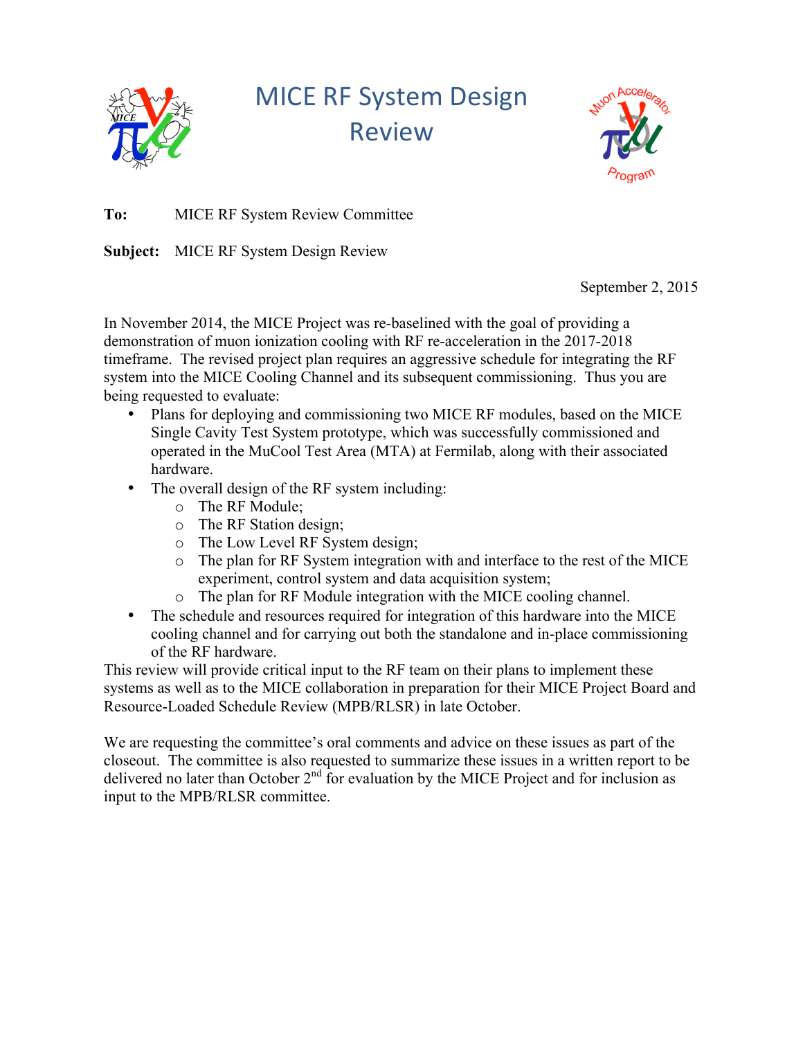# MICE RF System Design Review

**To:** MICE RF System Review Committee

**Subject:** MICE RF System Design Review

September 2, 2015

In November 2014, the MICE Project was re-baselined with the goal of providing a demonstration of muon ionization cooling with RF re-acceleration in the 2017-2018 timeframe. The revised project plan requires an aggressive schedule for integrating the RF system into the MICE Cooling Channel and its subsequent commissioning. Thus you are being requested to evaluate:

- Plans for deploying and commissioning two MICE RF modules, based on the MICE Single Cavity Test System prototype, which was successfully commissioned and operated in the MuCool Test Area (MTA) at Fermilab, along with their associated hardware.
- The overall design of the RF system including:
  - The RF Module;
  - The RF Station design;
  - The Low Level RF System design;
  - The plan for RF System integration with and interface to the rest of the MICE experiment, control system and data acquisition system;
  - The plan for RF Module integration with the MICE cooling channel.
- The schedule and resources required for integration of this hardware into the MICE cooling channel and for carrying out both the standalone and in-place commissioning of the RF hardware.

This review will provide critical input to the RF team on their plans to implement these systems as well as to the MICE collaboration in preparation for their MICE Project Board and Resource-Loaded Schedule Review (MPB/RLSR) in late October.

We are requesting the committee's oral comments and advice on these issues as part of the closeout. The committee is also requested to summarize these issues in a written report to be delivered no later than October 2nd for evaluation by the MICE Project and for inclusion as input to the MPB/RLSR committee.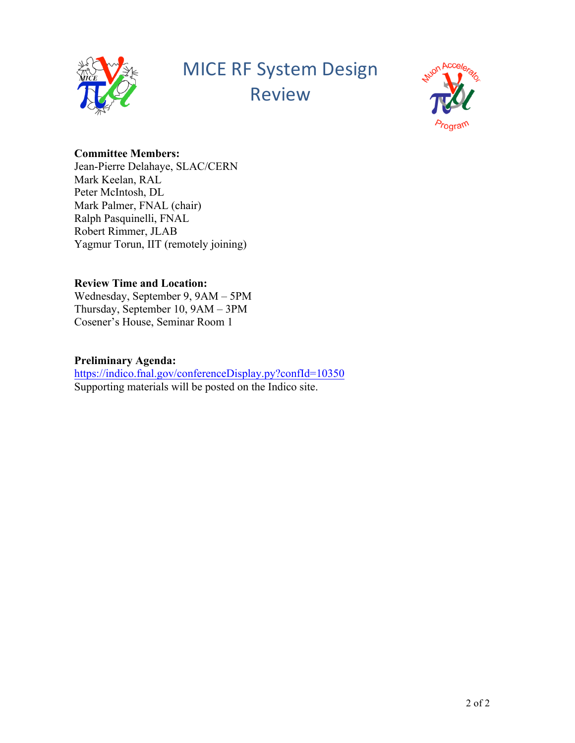# MICE RF System Design Review

**Committee Members:**
Jean-Pierre Delahaye, SLAC/CERN
Mark Keelan, RAL
Peter McIntosh, DL
Mark Palmer, FNAL (chair)
Ralph Pasquinelli, FNAL
Robert Rimmer, JLAB
Yagmur Torun, IIT (remotely joining)

**Review Time and Location:**
Wednesday, September 9, 9AM – 5PM
Thursday, September 10, 9AM – 3PM
Cosener's House, Seminar Room 1

**Preliminary Agenda:**
https://indico.fnal.gov/conferenceDisplay.py?confId=10350
Supporting materials will be posted on the Indico site.